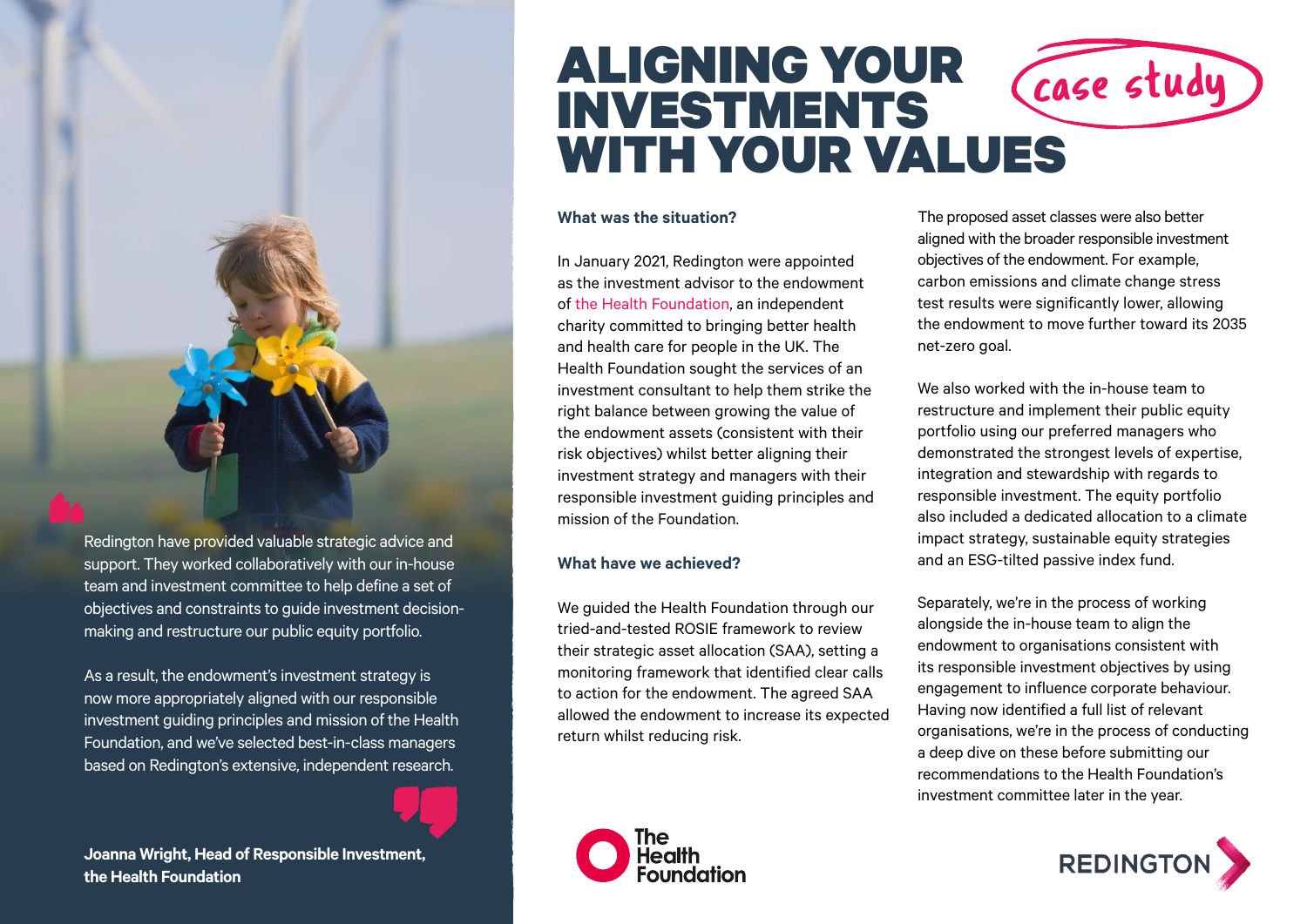# ALIGNING YOUR INVESTMENTS WITH YOUR VALUES

*case study*

> Redington have provided valuable strategic advice and support. They worked collaboratively with our in-house team and investment committee to help define a set of objectives and constraints to guide investment decision-making and restructure our public equity portfolio.
>
> As a result, the endowment's investment strategy is now more appropriately aligned with our responsible investment guiding principles and mission of the Health Foundation, and we've selected best-in-class managers based on Redington's extensive, independent research.
>
> **Joanna Wright, Head of Responsible Investment, the Health Foundation**

### What was the situation?

In January 2021, Redington were appointed as the investment advisor to the endowment of the Health Foundation, an independent charity committed to bringing better health and health care for people in the UK. The Health Foundation sought the services of an investment consultant to help them strike the right balance between growing the value of the endowment assets (consistent with their risk objectives) whilst better aligning their investment strategy and managers with their responsible investment guiding principles and mission of the Foundation.

### What have we achieved?

We guided the Health Foundation through our tried-and-tested ROSIE framework to review their strategic asset allocation (SAA), setting a monitoring framework that identified clear calls to action for the endowment. The agreed SAA allowed the endowment to increase its expected return whilst reducing risk.

The proposed asset classes were also better aligned with the broader responsible investment objectives of the endowment. For example, carbon emissions and climate change stress test results were significantly lower, allowing the endowment to move further toward its 2035 net-zero goal.

We also worked with the in-house team to restructure and implement their public equity portfolio using our preferred managers who demonstrated the strongest levels of expertise, integration and stewardship with regards to responsible investment. The equity portfolio also included a dedicated allocation to a climate impact strategy, sustainable equity strategies and an ESG-tilted passive index fund.

Separately, we're in the process of working alongside the in-house team to align the endowment to organisations consistent with its responsible investment objectives by using engagement to influence corporate behaviour. Having now identified a full list of relevant organisations, we're in the process of conducting a deep dive on these before submitting our recommendations to the Health Foundation's investment committee later in the year.

The Health Foundation

REDINGTON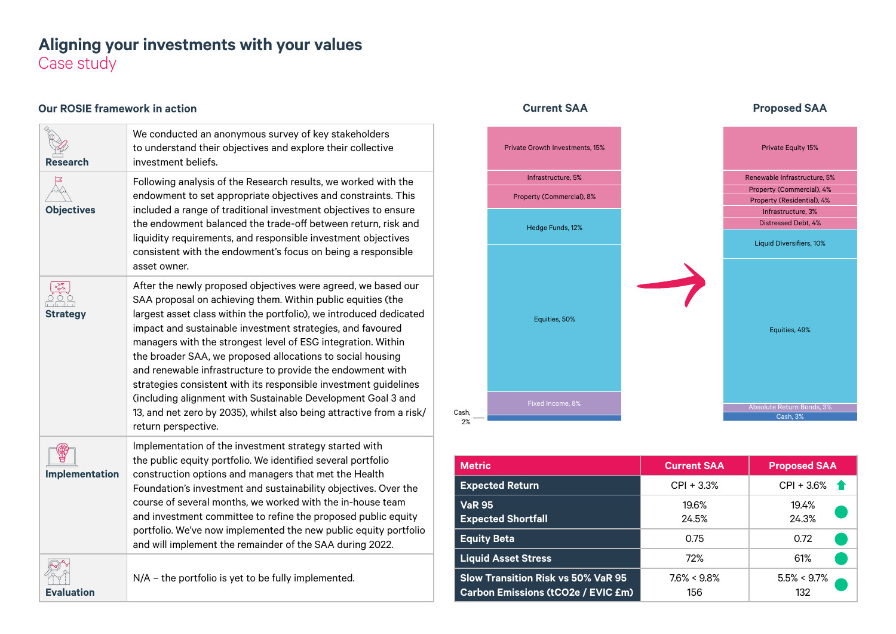# Aligning your investments with your values

## Case study

### Our ROSIE framework in action

| | |
|---|---|
| **Research** | We conducted an anonymous survey of key stakeholders to understand their objectives and explore their collective investment beliefs. |
| **Objectives** | Following analysis of the Research results, we worked with the endowment to set appropriate objectives and constraints. This included a range of traditional investment objectives to ensure the endowment balanced the trade-off between return, risk and liquidity requirements, and responsible investment objectives consistent with the endowment's focus on being a responsible asset owner. |
| **Strategy** | After the newly proposed objectives were agreed, we based our SAA proposal on achieving them. Within public equities (the largest asset class within the portfolio), we introduced dedicated impact and sustainable investment strategies, and favoured managers with the strongest level of ESG integration. Within the broader SAA, we proposed allocations to social housing and renewable infrastructure to provide the endowment with strategies consistent with its responsible investment guidelines (including alignment with Sustainable Development Goal 3 and 13, and net zero by 2035), whilst also being attractive from a risk/return perspective. |
| **Implementation** | Implementation of the investment strategy started with the public equity portfolio. We identified several portfolio construction options and managers that met the Health Foundation's investment and sustainability objectives. Over the course of several months, we worked with the in-house team and investment committee to refine the proposed public equity portfolio. We've now implemented the new public equity portfolio and will implement the remainder of the SAA during 2022. |
| **Evaluation** | N/A – the portfolio is yet to be fully implemented. |

**Current SAA**

Private Growth Investments, 15%
Infrastructure, 5%
Property (Commercial), 8%
Hedge Funds, 12%
Equities, 50%
Fixed Income, 8%
Cash, 2%

**Proposed SAA**

Private Equity 15%
Renewable Infrastructure, 5%
Property (Commercial), 4%
Property (Residential), 4%
Infrastructure, 3%
Distressed Debt, 4%
Liquid Diversifiers, 10%
Equities, 49%
Absolute Return Bonds, 3%
Cash, 3%

| Metric | Current SAA | Proposed SAA |
|---|---|---|
| Expected Return | CPI + 3.3% | CPI + 3.6% |
| VaR 95<br>Expected Shortfall | 19.6%<br>24.5% | 19.4%<br>24.3% |
| Equity Beta | 0.75 | 0.72 |
| Liquid Asset Stress | 72% | 61% |
| Slow Transition Risk vs 50% VaR 95<br>Carbon Emissions (tCO2e / EVIC £m) | 7.6% < 9.8%<br>156 | 5.5% < 9.7%<br>132 |